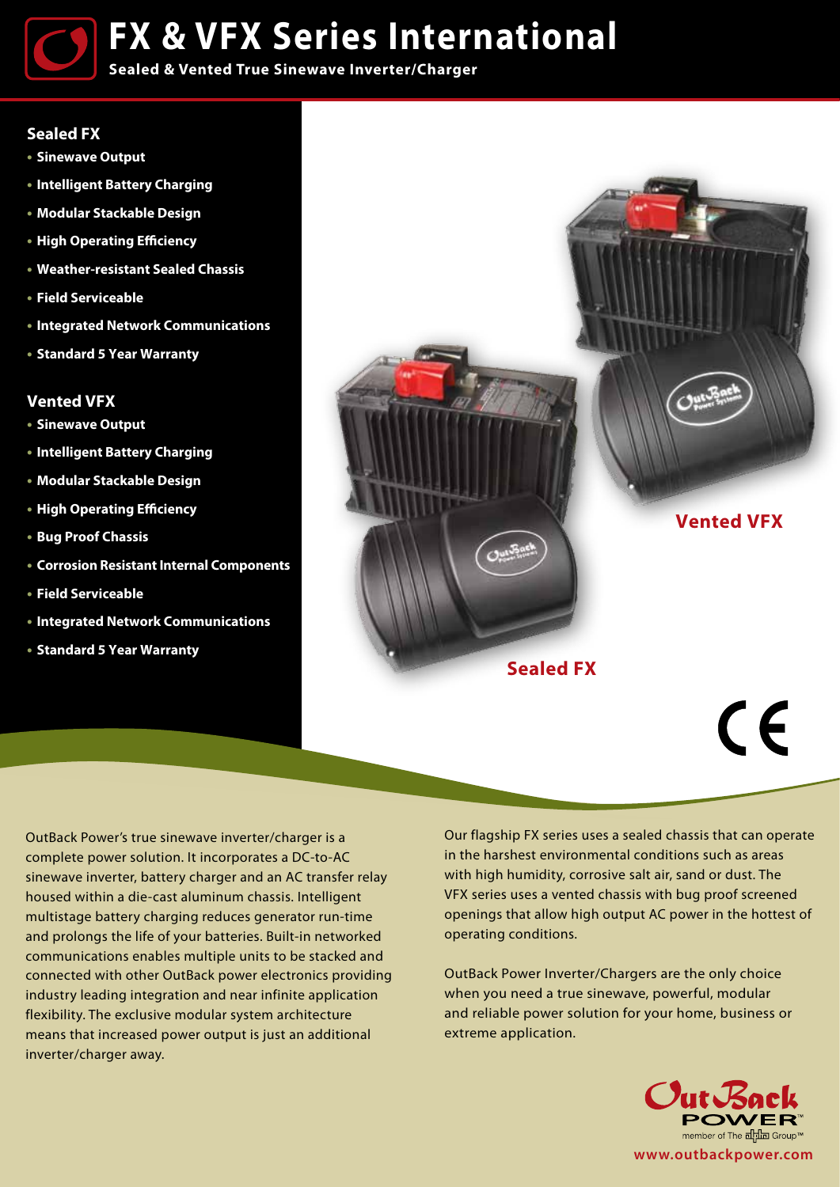# FX & VFX Series International

**Sealed & Vented True Sinewave Inverter/Charger**

## Sealed FX

- **Sinewave Output**
- **Intelligent Battery Charging**
- **Modular Stackable Design**
- **High Operating Efficiency**
- **Weather-resistant Sealed Chassis**
- **Field Serviceable**
- **Integrated Network Communications**
- **Standard 5 Year Warranty**

## Vented VFX

- **Sinewave Output**
- **Intelligent Battery Charging**
- **Modular Stackable Design**
- **High Operating Efficiency**
- **Bug Proof Chassis**
- **Corrosion Resistant Internal Components**
- **Field Serviceable**
- **Integrated Network Communications**
- **Standard 5 Year Warranty**

**Vented VFX**

**Sealed FX**

OutBack Power's true sinewave inverter/charger is a complete power solution. It incorporates a DC-to-AC sinewave inverter, battery charger and an AC transfer relay housed within a die-cast aluminum chassis. Intelligent multistage battery charging reduces generator run-time and prolongs the life of your batteries. Built-in networked communications enables multiple units to be stacked and connected with other OutBack power electronics providing industry leading integration and near infinite application flexibility. The exclusive modular system architecture means that increased power output is just an additional inverter/charger away.

Our flagship FX series uses a sealed chassis that can operate in the harshest environmental conditions such as areas with high humidity, corrosive salt air, sand or dust. The VFX series uses a vented chassis with bug proof screened openings that allow high output AC power in the hottest of operating conditions.

OutBack Power Inverter/Chargers are the only choice when you need a true sinewave, powerful, modular and reliable power solution for your home, business or extreme application.

OutBack POWER

member of The alpha Group™

www.outbackpower.com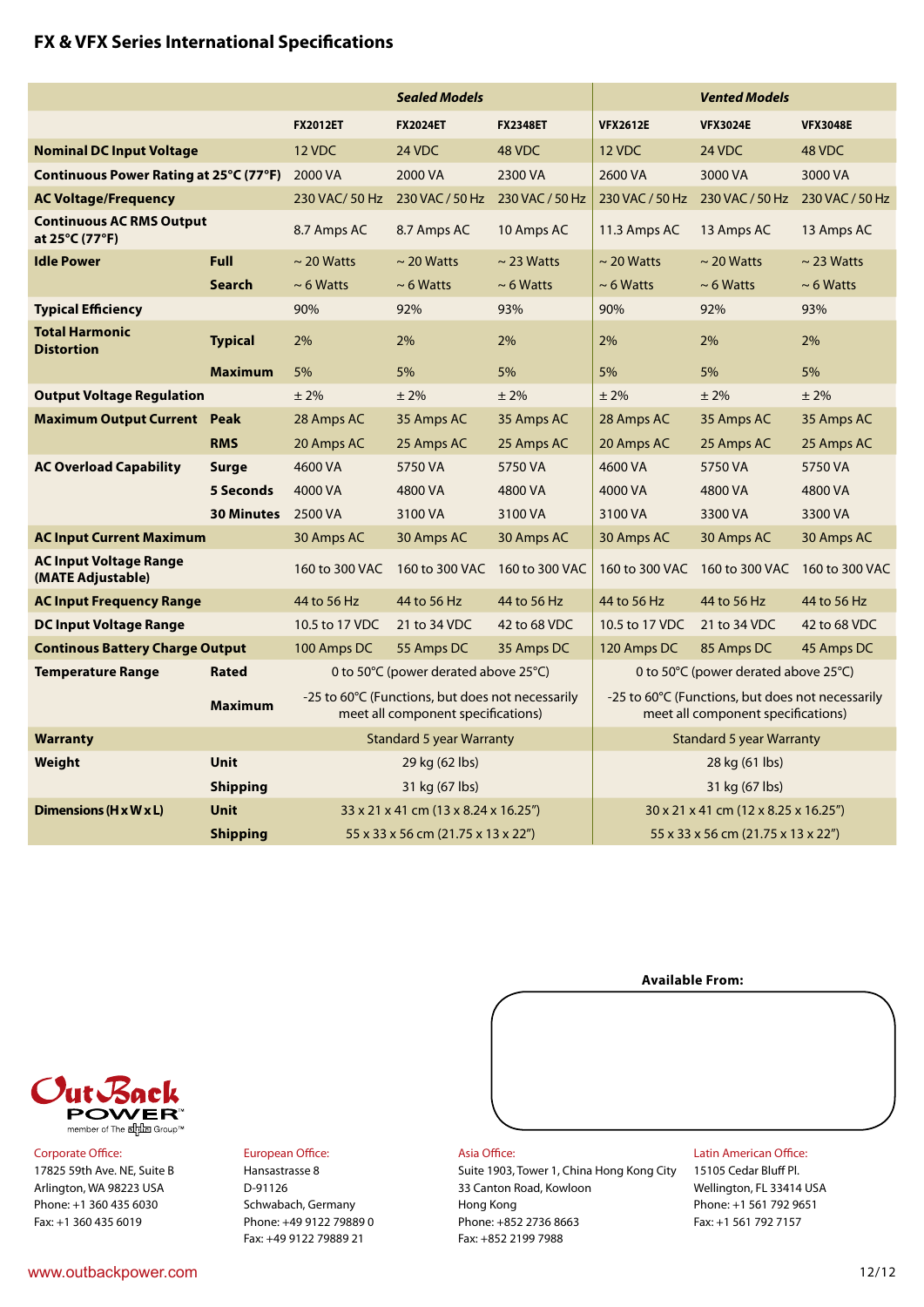## FX & VFX Series International Specifications

| | | Sealed Models | | | Vented Models | | |
|---|---|---|---|---|---|---|---|
| | | **FX2012ET** | **FX2024ET** | **FX2348ET** | **VFX2612E** | **VFX3024E** | **VFX3048E** |
| **Nominal DC Input Voltage** | | 12 VDC | 24 VDC | 48 VDC | 12 VDC | 24 VDC | 48 VDC |
| **Continuous Power Rating at 25°C (77°F)** | | 2000 VA | 2000 VA | 2300 VA | 2600 VA | 3000 VA | 3000 VA |
| **AC Voltage/Frequency** | | 230 VAC/ 50 Hz | 230 VAC / 50 Hz | 230 VAC / 50 Hz | 230 VAC / 50 Hz | 230 VAC / 50 Hz | 230 VAC / 50 Hz |
| **Continuous AC RMS Output at 25°C (77°F)** | | 8.7 Amps AC | 8.7 Amps AC | 10 Amps AC | 11.3 Amps AC | 13 Amps AC | 13 Amps AC |
| **Idle Power** | **Full** | ~ 20 Watts | ~ 20 Watts | ~ 23 Watts | ~ 20 Watts | ~ 20 Watts | ~ 23 Watts |
| | **Search** | ~ 6 Watts | ~ 6 Watts | ~ 6 Watts | ~ 6 Watts | ~ 6 Watts | ~ 6 Watts |
| **Typical Efficiency** | | 90% | 92% | 93% | 90% | 92% | 93% |
| **Total Harmonic Distortion** | **Typical** | 2% | 2% | 2% | 2% | 2% | 2% |
| | **Maximum** | 5% | 5% | 5% | 5% | 5% | 5% |
| **Output Voltage Regulation** | | ± 2% | ± 2% | ± 2% | ± 2% | ± 2% | ± 2% |
| **Maximum Output Current** | **Peak** | 28 Amps AC | 35 Amps AC | 35 Amps AC | 28 Amps AC | 35 Amps AC | 35 Amps AC |
| | **RMS** | 20 Amps AC | 25 Amps AC | 25 Amps AC | 20 Amps AC | 25 Amps AC | 25 Amps AC |
| **AC Overload Capability** | **Surge** | 4600 VA | 5750 VA | 5750 VA | 4600 VA | 5750 VA | 5750 VA |
| | **5 Seconds** | 4000 VA | 4800 VA | 4800 VA | 4000 VA | 4800 VA | 4800 VA |
| | **30 Minutes** | 2500 VA | 3100 VA | 3100 VA | 3100 VA | 3300 VA | 3300 VA |
| **AC Input Current Maximum** | | 30 Amps AC | 30 Amps AC | 30 Amps AC | 30 Amps AC | 30 Amps AC | 30 Amps AC |
| **AC Input Voltage Range (MATE Adjustable)** | | 160 to 300 VAC | 160 to 300 VAC | 160 to 300 VAC | 160 to 300 VAC | 160 to 300 VAC | 160 to 300 VAC |
| **AC Input Frequency Range** | | 44 to 56 Hz | 44 to 56 Hz | 44 to 56 Hz | 44 to 56 Hz | 44 to 56 Hz | 44 to 56 Hz |
| **DC Input Voltage Range** | | 10.5 to 17 VDC | 21 to 34 VDC | 42 to 68 VDC | 10.5 to 17 VDC | 21 to 34 VDC | 42 to 68 VDC |
| **Continous Battery Charge Output** | | 100 Amps DC | 55 Amps DC | 35 Amps DC | 120 Amps DC | 85 Amps DC | 45 Amps DC |
| **Temperature Range** | **Rated** | 0 to 50°C (power derated above 25°C) | | | 0 to 50°C (power derated above 25°C) | | |
| | **Maximum** | -25 to 60°C (Functions, but does not necessarily meet all component specifications) | | | -25 to 60°C (Functions, but does not necessarily meet all component specifications) | | |
| **Warranty** | | Standard 5 year Warranty | | | Standard 5 year Warranty | | |
| **Weight** | **Unit** | 29 kg (62 lbs) | | | 28 kg (61 lbs) | | |
| | **Shipping** | 31 kg (67 lbs) | | | 31 kg (67 lbs) | | |
| **Dimensions (H x W x L)** | **Unit** | 33 x 21 x 41 cm (13 x 8.24 x 16.25") | | | 30 x 21 x 41 cm (12 x 8.25 x 16.25") | | |
| | **Shipping** | 55 x 33 x 56 cm (21.75 x 13 x 22") | | | 55 x 33 x 56 cm (21.75 x 13 x 22") | | |

**Available From:**

OutBack POWER
member of The alpha Group™

Corporate Office:
17825 59th Ave. NE, Suite B
Arlington, WA 98223 USA
Phone: +1 360 435 6030
Fax: +1 360 435 6019

European Office:
Hansastrasse 8
D-91126
Schwabach, Germany
Phone: +49 9122 79889 0
Fax: +49 9122 79889 21

Asia Office:
Suite 1903, Tower 1, China Hong Kong City
33 Canton Road, Kowloon
Hong Kong
Phone: +852 2736 8663
Fax: +852 2199 7988

Latin American Office:
15105 Cedar Bluff Pl.
Wellington, FL 33414 USA
Phone: +1 561 792 9651
Fax: +1 561 792 7157

www.outbackpower.com